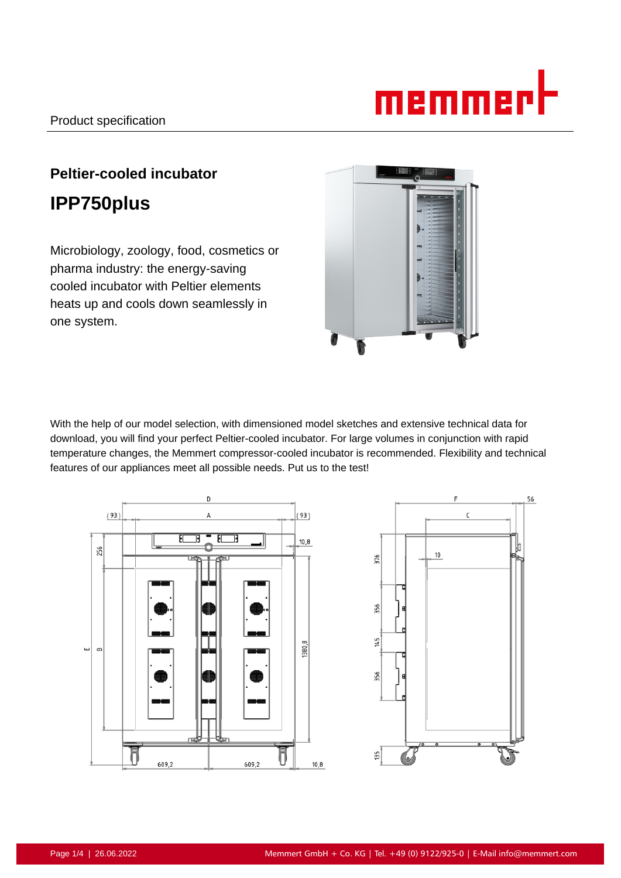Product specification

## Peltier-cooled incubator

# IPP750plus

Microbiology, zoology, food, cosmetics or pharma industry: the energy-saving cooled incubator with Peltier elements heats up and cools down seamlessly in one system.

With the help of our model selection, with dimensioned model sketches and extensive technical data for download, you will find your perfect Peltier-cooled incubator. For large volumes in conjunction with rapid temperature changes, the Memmert compressor-cooled incubator is recommended. Flexibility and technical features of our appliances meet all possible needs. Put us to the test!

D
(93)
A
(93)
10,8
256
E
B
1380,8
609,2
609,2
10,8

F
56
C
10
376
356
145
356
135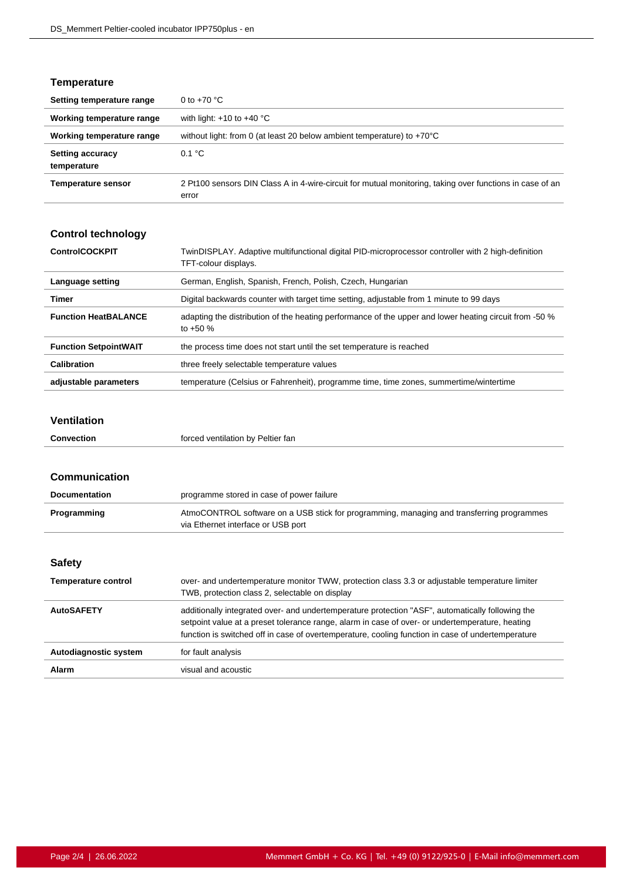## Temperature

| | |
|---|---|
| **Setting temperature range** | 0 to +70 °C |
| **Working temperature range** | with light: +10 to +40 °C |
| **Working temperature range** | without light: from 0 (at least 20 below ambient temperature) to +70°C |
| **Setting accuracy temperature** | 0.1 °C |
| **Temperature sensor** | 2 Pt100 sensors DIN Class A in 4-wire-circuit for mutual monitoring, taking over functions in case of an error |

## Control technology

| | |
|---|---|
| **ControlCOCKPIT** | TwinDISPLAY. Adaptive multifunctional digital PID-microprocessor controller with 2 high-definition TFT-colour displays. |
| **Language setting** | German, English, Spanish, French, Polish, Czech, Hungarian |
| **Timer** | Digital backwards counter with target time setting, adjustable from 1 minute to 99 days |
| **Function HeatBALANCE** | adapting the distribution of the heating performance of the upper and lower heating circuit from -50 % to +50 % |
| **Function SetpointWAIT** | the process time does not start until the set temperature is reached |
| **Calibration** | three freely selectable temperature values |
| **adjustable parameters** | temperature (Celsius or Fahrenheit), programme time, time zones, summertime/wintertime |

## Ventilation

| | |
|---|---|
| **Convection** | forced ventilation by Peltier fan |

## Communication

| | |
|---|---|
| **Documentation** | programme stored in case of power failure |
| **Programming** | AtmoCONTROL software on a USB stick for programming, managing and transferring programmes via Ethernet interface or USB port |

## Safety

| | |
|---|---|
| **Temperature control** | over- and undertemperature monitor TWW, protection class 3.3 or adjustable temperature limiter TWB, protection class 2, selectable on display |
| **AutoSAFETY** | additionally integrated over- and undertemperature protection "ASF", automatically following the setpoint value at a preset tolerance range, alarm in case of over- or undertemperature, heating function is switched off in case of overtemperature, cooling function in case of undertemperature |
| **Autodiagnostic system** | for fault analysis |
| **Alarm** | visual and acoustic |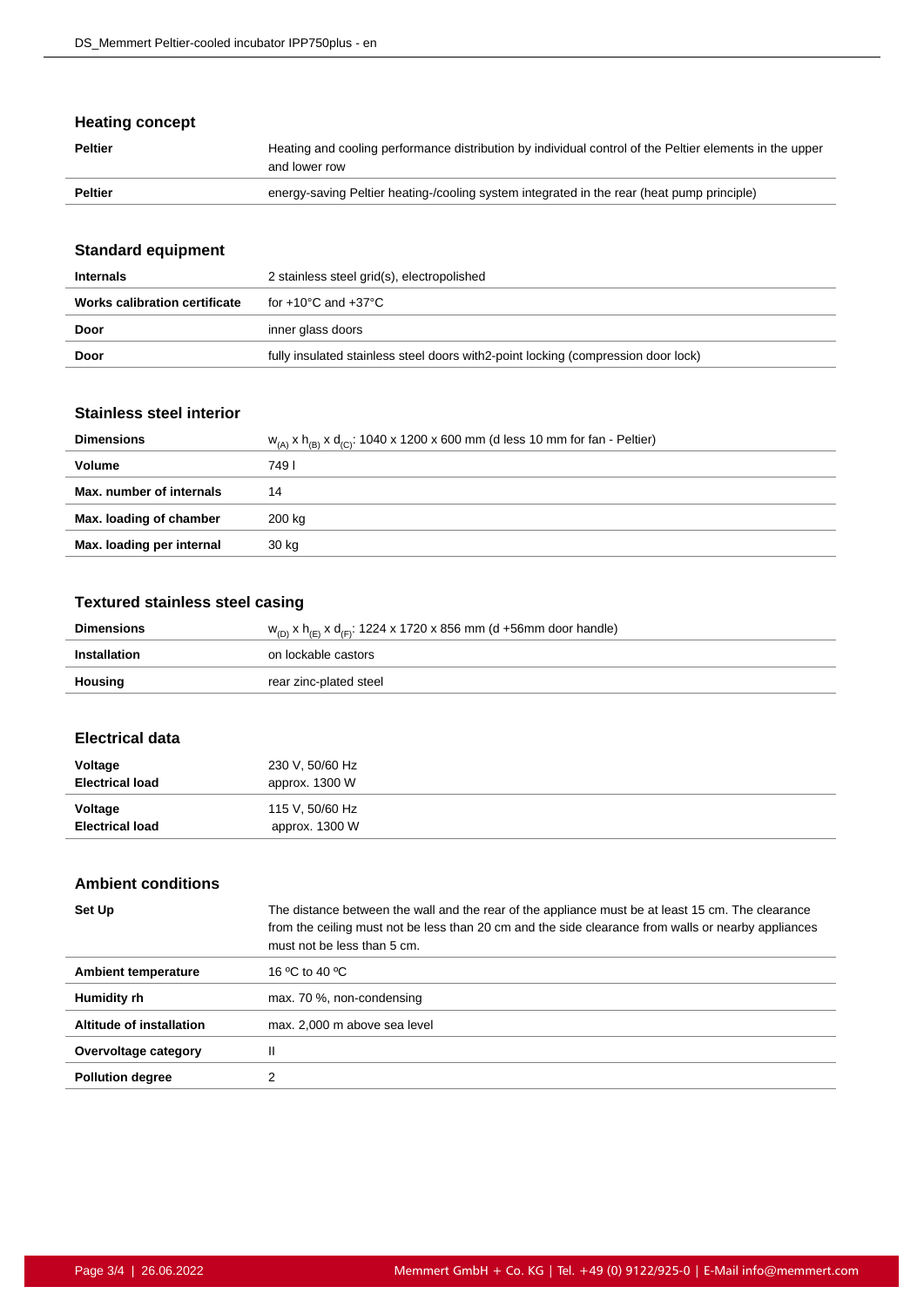## Heating concept

| | |
|---|---|
| **Peltier** | Heating and cooling performance distribution by individual control of the Peltier elements in the upper and lower row |
| **Peltier** | energy-saving Peltier heating-/cooling system integrated in the rear (heat pump principle) |

## Standard equipment

| | |
|---|---|
| **Internals** | 2 stainless steel grid(s), electropolished |
| **Works calibration certificate** | for +10°C and +37°C |
| **Door** | inner glass doors |
| **Door** | fully insulated stainless steel doors with2-point locking (compression door lock) |

## Stainless steel interior

| | |
|---|---|
| **Dimensions** | $w_{(A)}$ x $h_{(B)}$ x $d_{(C)}$: 1040 x 1200 x 600 mm (d less 10 mm for fan - Peltier) |
| **Volume** | 749 l |
| **Max. number of internals** | 14 |
| **Max. loading of chamber** | 200 kg |
| **Max. loading per internal** | 30 kg |

## Textured stainless steel casing

| | |
|---|---|
| **Dimensions** | $w_{(D)}$ x $h_{(E)}$ x $d_{(F)}$: 1224 x 1720 x 856 mm (d +56mm door handle) |
| **Installation** | on lockable castors |
| **Housing** | rear zinc-plated steel |

## Electrical data

| | |
|---|---|
| **Voltage** | 230 V, 50/60 Hz |
| **Electrical load** | approx. 1300 W |
| **Voltage** | 115 V, 50/60 Hz |
| **Electrical load** | approx. 1300 W |

## Ambient conditions

| | |
|---|---|
| **Set Up** | The distance between the wall and the rear of the appliance must be at least 15 cm. The clearance from the ceiling must not be less than 20 cm and the side clearance from walls or nearby appliances must not be less than 5 cm. |
| **Ambient temperature** | 16 ºC to 40 ºC |
| **Humidity rh** | max. 70 %, non-condensing |
| **Altitude of installation** | max. 2,000 m above sea level |
| **Overvoltage category** | II |
| **Pollution degree** | 2 |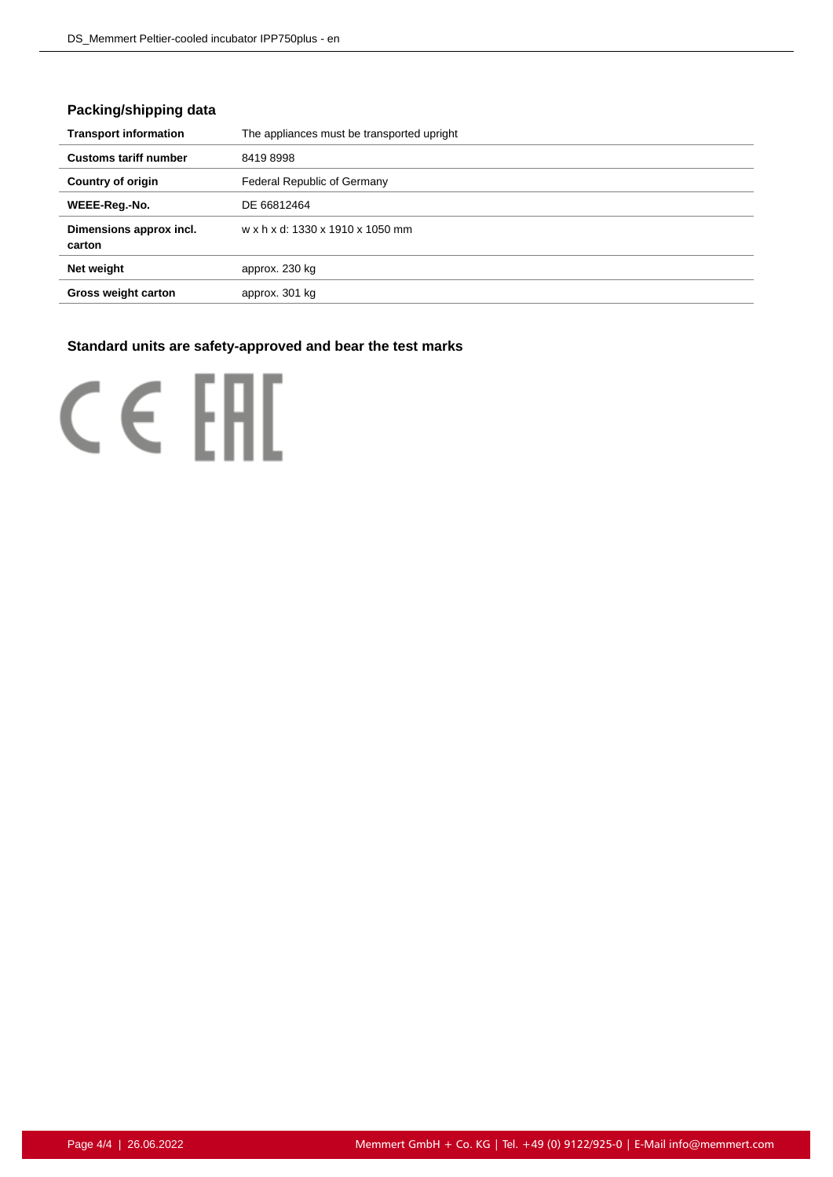## Packing/shipping data

| | |
|---|---|
| **Transport information** | The appliances must be transported upright |
| **Customs tariff number** | 8419 8998 |
| **Country of origin** | Federal Republic of Germany |
| **WEEE-Reg.-No.** | DE 66812464 |
| **Dimensions approx incl. carton** | w x h x d: 1330 x 1910 x 1050 mm |
| **Net weight** | approx. 230 kg |
| **Gross weight carton** | approx. 301 kg |

## Standard units are safety-approved and bear the test marks